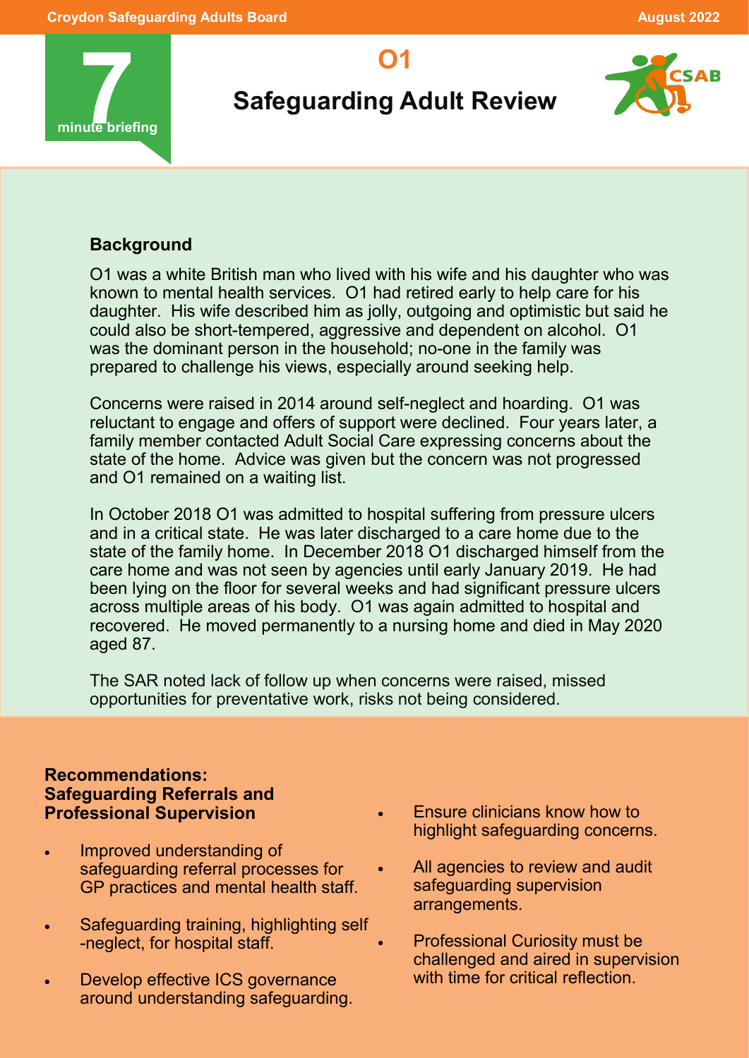7 minute briefing

# O1

## Safeguarding Adult Review

### Background

O1 was a white British man who lived with his wife and his daughter who was known to mental health services. O1 had retired early to help care for his daughter. His wife described him as jolly, outgoing and optimistic but said he could also be short-tempered, aggressive and dependent on alcohol. O1 was the dominant person in the household; no-one in the family was prepared to challenge his views, especially around seeking help.

Concerns were raised in 2014 around self-neglect and hoarding. O1 was reluctant to engage and offers of support were declined. Four years later, a family member contacted Adult Social Care expressing concerns about the state of the home. Advice was given but the concern was not progressed and O1 remained on a waiting list.

In October 2018 O1 was admitted to hospital suffering from pressure ulcers and in a critical state. He was later discharged to a care home due to the state of the family home. In December 2018 O1 discharged himself from the care home and was not seen by agencies until early January 2019. He had been lying on the floor for several weeks and had significant pressure ulcers across multiple areas of his body. O1 was again admitted to hospital and recovered. He moved permanently to a nursing home and died in May 2020 aged 87.

The SAR noted lack of follow up when concerns were raised, missed opportunities for preventative work, risks not being considered.

### Recommendations: Safeguarding Referrals and Professional Supervision

- Improved understanding of safeguarding referral processes for GP practices and mental health staff.
- Safeguarding training, highlighting self-neglect, for hospital staff.
- Develop effective ICS governance around understanding safeguarding.
- Ensure clinicians know how to highlight safeguarding concerns.
- All agencies to review and audit safeguarding supervision arrangements.
- Professional Curiosity must be challenged and aired in supervision with time for critical reflection.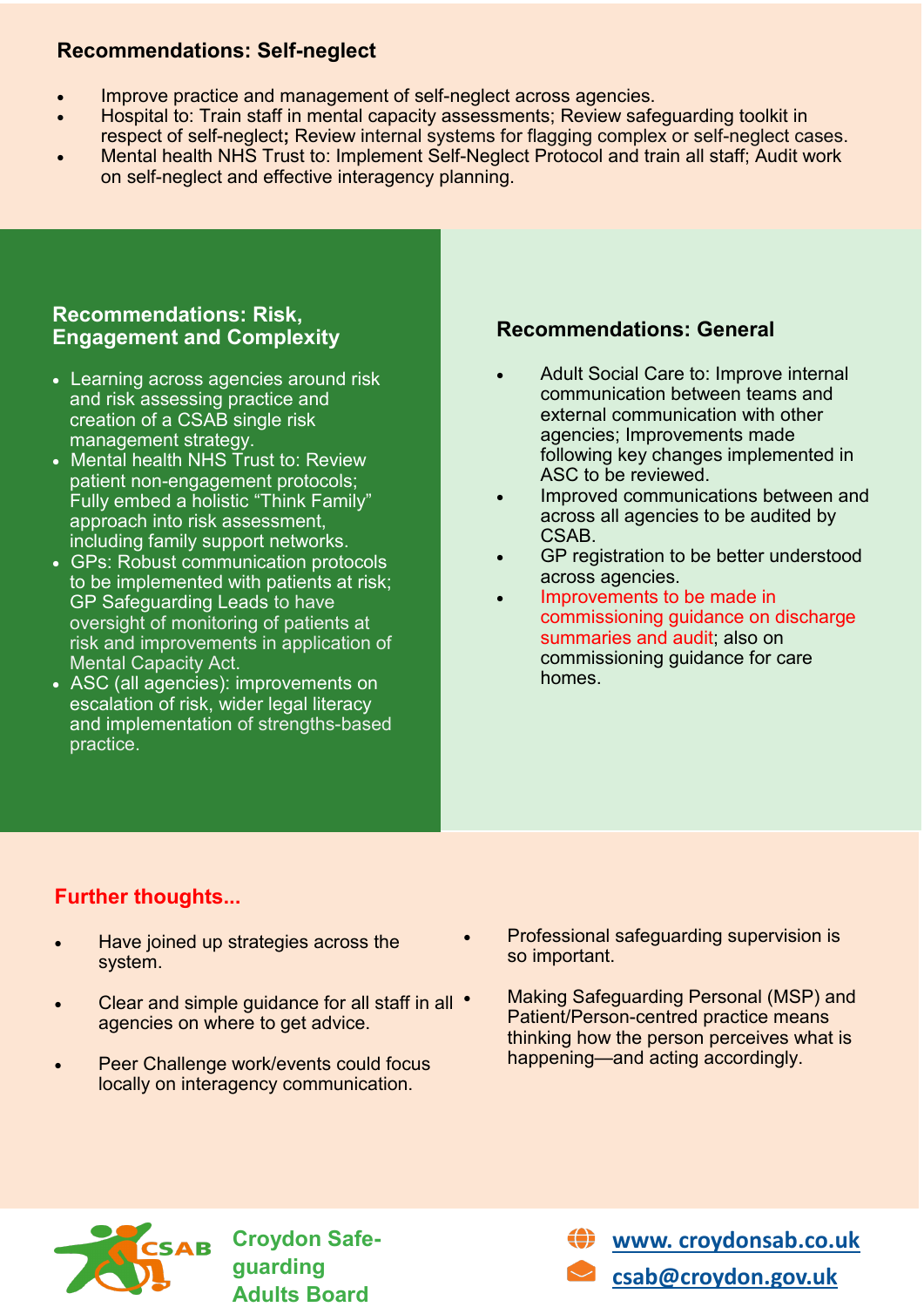## Recommendations: Self-neglect

- Improve practice and management of self-neglect across agencies.
- Hospital to: Train staff in mental capacity assessments; Review safeguarding toolkit in respect of self-neglect; Review internal systems for flagging complex or self-neglect cases.
- Mental health NHS Trust to: Implement Self-Neglect Protocol and train all staff; Audit work on self-neglect and effective interagency planning.

## Recommendations: Risk, Engagement and Complexity

- Learning across agencies around risk and risk assessing practice and creation of a CSAB single risk management strategy.
- Mental health NHS Trust to: Review patient non-engagement protocols; Fully embed a holistic "Think Family" approach into risk assessment, including family support networks.
- GPs: Robust communication protocols to be implemented with patients at risk; GP Safeguarding Leads to have oversight of monitoring of patients at risk and improvements in application of Mental Capacity Act.
- ASC (all agencies): improvements on escalation of risk, wider legal literacy and implementation of strengths-based practice.

## Recommendations: General

- Adult Social Care to: Improve internal communication between teams and external communication with other agencies; Improvements made following key changes implemented in ASC to be reviewed.
- Improved communications between and across all agencies to be audited by CSAB.
- GP registration to be better understood across agencies.
- Improvements to be made in commissioning guidance on discharge summaries and audit; also on commissioning guidance for care homes.

## Further thoughts...

- Have joined up strategies across the system.
- Clear and simple guidance for all staff in all agencies on where to get advice.
- Peer Challenge work/events could focus locally on interagency communication.
- Professional safeguarding supervision is so important.
- Making Safeguarding Personal (MSP) and Patient/Person-centred practice means thinking how the person perceives what is happening—and acting accordingly.

CSAB Croydon Safeguarding Adults Board

www. croydonsab.co.uk

csab@croydon.gov.uk